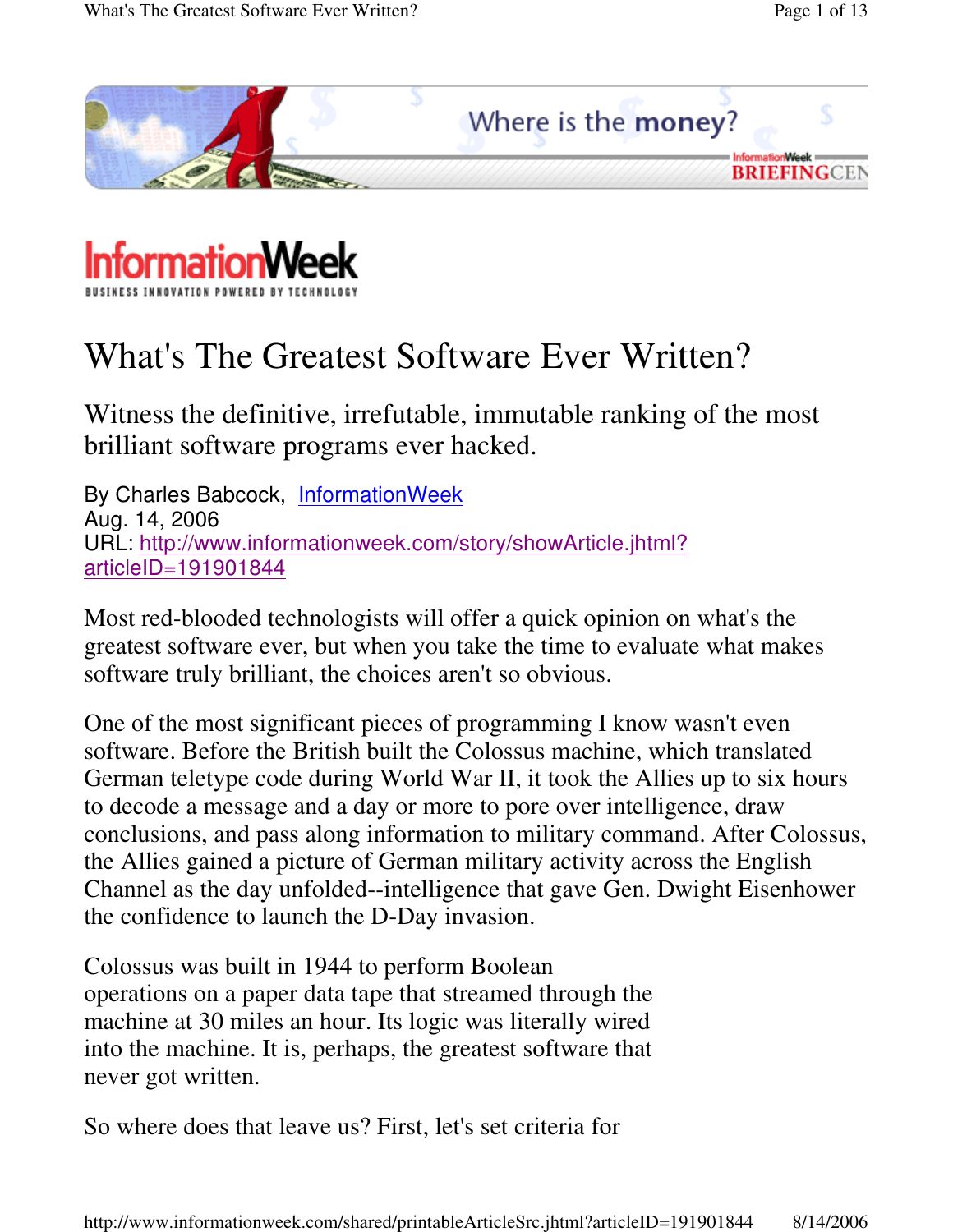InformationWeek

BUSINESS INNOVATION POWERED BY TECHNOLOGY

# What's The Greatest Software Ever Written?

## Witness the definitive, irrefutable, immutable ranking of the most brilliant software programs ever hacked.

By Charles Babcock, [InformationWeek](http://www.informationweek.com)
Aug. 14, 2006
URL: [http://www.informationweek.com/story/showArticle.jhtml?articleID=191901844](http://www.informationweek.com/story/showArticle.jhtml?articleID=191901844)

Most red-blooded technologists will offer a quick opinion on what's the greatest software ever, but when you take the time to evaluate what makes software truly brilliant, the choices aren't so obvious.

One of the most significant pieces of programming I know wasn't even software. Before the British built the Colossus machine, which translated German teletype code during World War II, it took the Allies up to six hours to decode a message and a day or more to pore over intelligence, draw conclusions, and pass along information to military command. After Colossus, the Allies gained a picture of German military activity across the English Channel as the day unfolded--intelligence that gave Gen. Dwight Eisenhower the confidence to launch the D-Day invasion.

Colossus was built in 1944 to perform Boolean operations on a paper data tape that streamed through the machine at 30 miles an hour. Its logic was literally wired into the machine. It is, perhaps, the greatest software that never got written.

So where does that leave us? First, let's set criteria for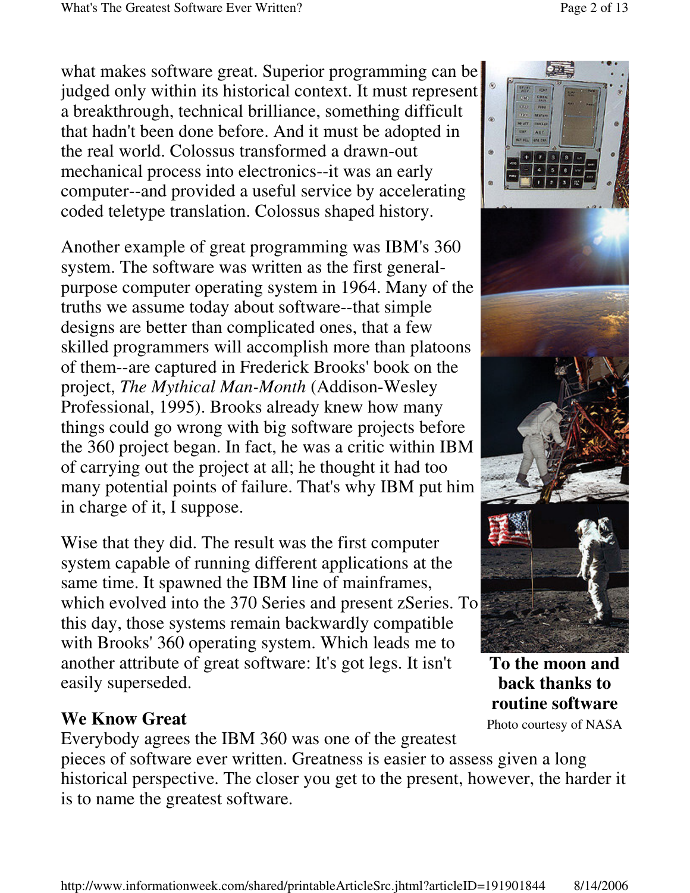what makes software great. Superior programming can be judged only within its historical context. It must represent a breakthrough, technical brilliance, something difficult that hadn't been done before. And it must be adopted in the real world. Colossus transformed a drawn-out mechanical process into electronics--it was an early computer--and provided a useful service by accelerating coded teletype translation. Colossus shaped history.

Another example of great programming was IBM's 360 system. The software was written as the first general-purpose computer operating system in 1964. Many of the truths we assume today about software--that simple designs are better than complicated ones, that a few skilled programmers will accomplish more than platoons of them--are captured in Frederick Brooks' book on the project, *The Mythical Man-Month* (Addison-Wesley Professional, 1995). Brooks already knew how many things could go wrong with big software projects before the 360 project began. In fact, he was a critic within IBM of carrying out the project at all; he thought it had too many potential points of failure. That's why IBM put him in charge of it, I suppose.

Wise that they did. The result was the first computer system capable of running different applications at the same time. It spawned the IBM line of mainframes, which evolved into the 370 Series and present zSeries. To this day, those systems remain backwardly compatible with Brooks' 360 operating system. Which leads me to another attribute of great software: It's got legs. It isn't easily superseded.

**To the moon and back thanks to routine software**

Photo courtesy of NASA

## We Know Great

Everybody agrees the IBM 360 was one of the greatest pieces of software ever written. Greatness is easier to assess given a long historical perspective. The closer you get to the present, however, the harder it is to name the greatest software.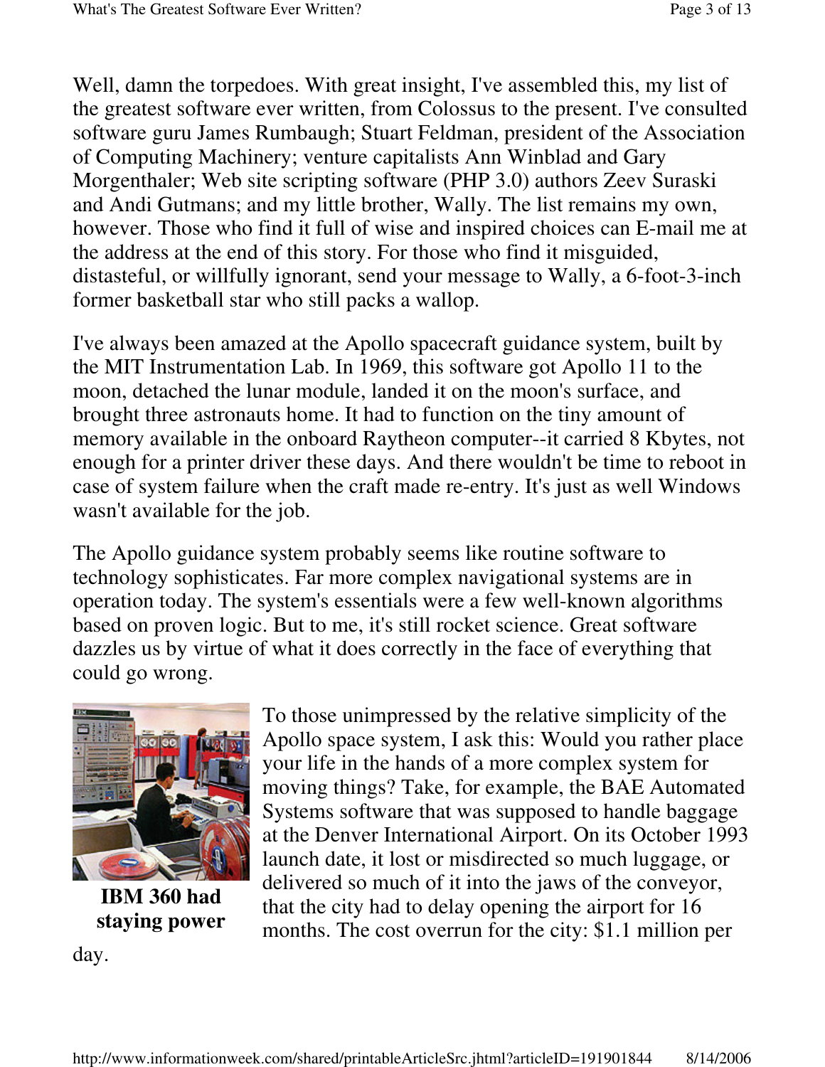Well, damn the torpedoes. With great insight, I've assembled this, my list of the greatest software ever written, from Colossus to the present. I've consulted software guru James Rumbaugh; Stuart Feldman, president of the Association of Computing Machinery; venture capitalists Ann Winblad and Gary Morgenthaler; Web site scripting software (PHP 3.0) authors Zeev Suraski and Andi Gutmans; and my little brother, Wally. The list remains my own, however. Those who find it full of wise and inspired choices can E-mail me at the address at the end of this story. For those who find it misguided, distasteful, or willfully ignorant, send your message to Wally, a 6-foot-3-inch former basketball star who still packs a wallop.

I've always been amazed at the Apollo spacecraft guidance system, built by the MIT Instrumentation Lab. In 1969, this software got Apollo 11 to the moon, detached the lunar module, landed it on the moon's surface, and brought three astronauts home. It had to function on the tiny amount of memory available in the onboard Raytheon computer--it carried 8 Kbytes, not enough for a printer driver these days. And there wouldn't be time to reboot in case of system failure when the craft made re-entry. It's just as well Windows wasn't available for the job.

The Apollo guidance system probably seems like routine software to technology sophisticates. Far more complex navigational systems are in operation today. The system's essentials were a few well-known algorithms based on proven logic. But to me, it's still rocket science. Great software dazzles us by virtue of what it does correctly in the face of everything that could go wrong.

**IBM 360 had staying power**

To those unimpressed by the relative simplicity of the Apollo space system, I ask this: Would you rather place your life in the hands of a more complex system for moving things? Take, for example, the BAE Automated Systems software that was supposed to handle baggage at the Denver International Airport. On its October 1993 launch date, it lost or misdirected so much luggage, or delivered so much of it into the jaws of the conveyor, that the city had to delay opening the airport for 16 months. The cost overrun for the city: $1.1 million per day.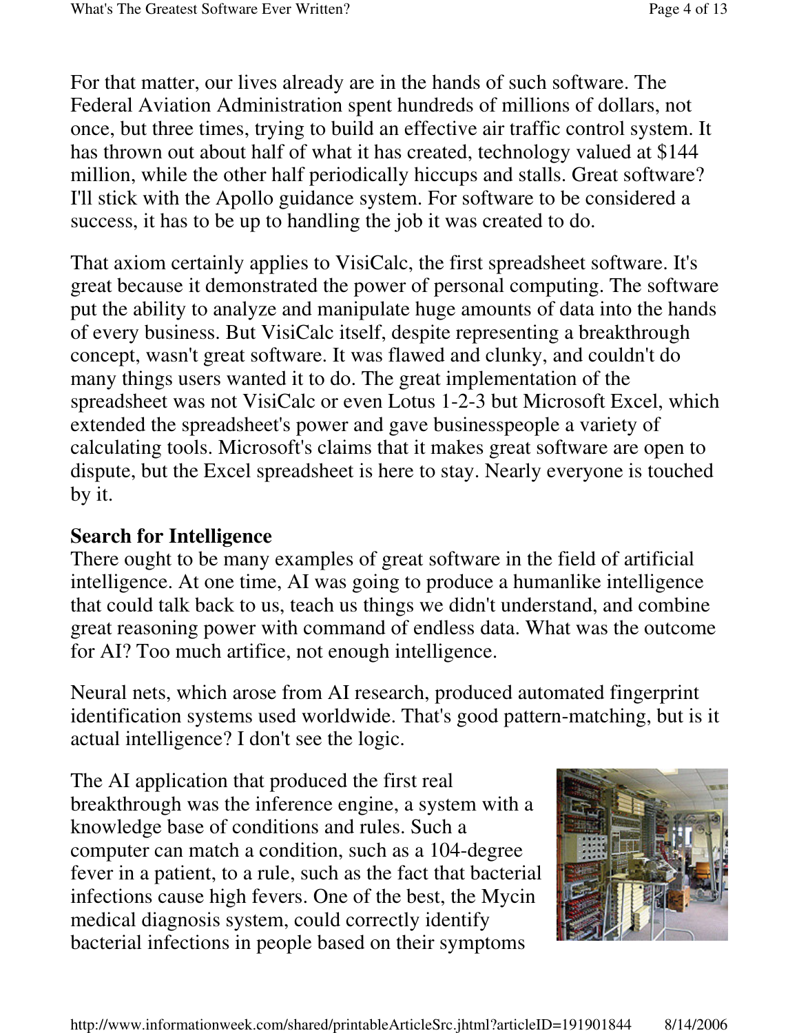For that matter, our lives already are in the hands of such software. The Federal Aviation Administration spent hundreds of millions of dollars, not once, but three times, trying to build an effective air traffic control system. It has thrown out about half of what it has created, technology valued at $144 million, while the other half periodically hiccups and stalls. Great software? I'll stick with the Apollo guidance system. For software to be considered a success, it has to be up to handling the job it was created to do.

That axiom certainly applies to VisiCalc, the first spreadsheet software. It's great because it demonstrated the power of personal computing. The software put the ability to analyze and manipulate huge amounts of data into the hands of every business. But VisiCalc itself, despite representing a breakthrough concept, wasn't great software. It was flawed and clunky, and couldn't do many things users wanted it to do. The great implementation of the spreadsheet was not VisiCalc or even Lotus 1-2-3 but Microsoft Excel, which extended the spreadsheet's power and gave businesspeople a variety of calculating tools. Microsoft's claims that it makes great software are open to dispute, but the Excel spreadsheet is here to stay. Nearly everyone is touched by it.

**Search for Intelligence**

There ought to be many examples of great software in the field of artificial intelligence. At one time, AI was going to produce a humanlike intelligence that could talk back to us, teach us things we didn't understand, and combine great reasoning power with command of endless data. What was the outcome for AI? Too much artifice, not enough intelligence.

Neural nets, which arose from AI research, produced automated fingerprint identification systems used worldwide. That's good pattern-matching, but is it actual intelligence? I don't see the logic.

The AI application that produced the first real breakthrough was the inference engine, a system with a knowledge base of conditions and rules. Such a computer can match a condition, such as a 104-degree fever in a patient, to a rule, such as the fact that bacterial infections cause high fevers. One of the best, the Mycin medical diagnosis system, could correctly identify bacterial infections in people based on their symptoms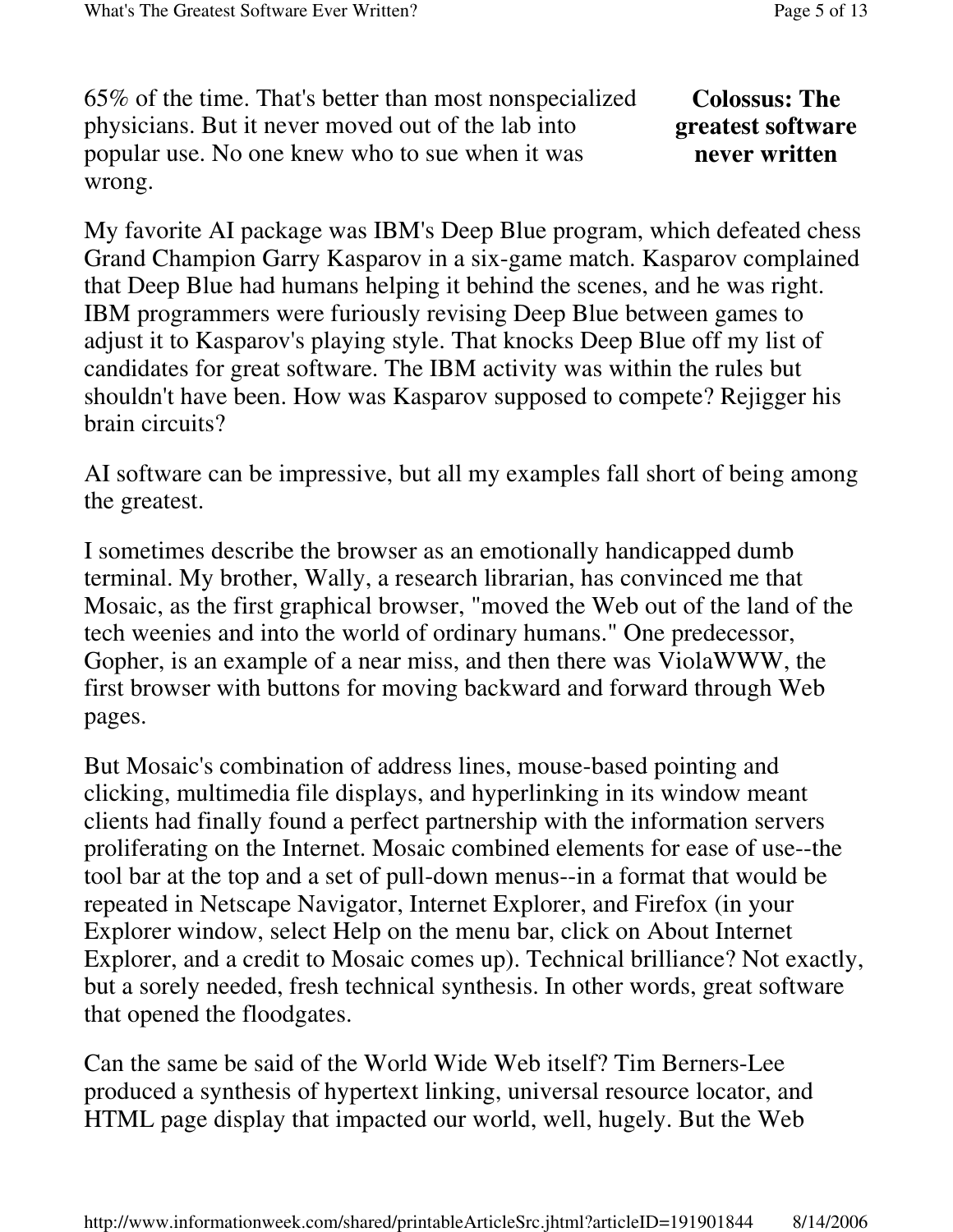65% of the time. That's better than most nonspecialized physicians. But it never moved out of the lab into popular use. No one knew who to sue when it was wrong.

**Colossus: The greatest software never written**

My favorite AI package was IBM's Deep Blue program, which defeated chess Grand Champion Garry Kasparov in a six-game match. Kasparov complained that Deep Blue had humans helping it behind the scenes, and he was right. IBM programmers were furiously revising Deep Blue between games to adjust it to Kasparov's playing style. That knocks Deep Blue off my list of candidates for great software. The IBM activity was within the rules but shouldn't have been. How was Kasparov supposed to compete? Rejigger his brain circuits?

AI software can be impressive, but all my examples fall short of being among the greatest.

I sometimes describe the browser as an emotionally handicapped dumb terminal. My brother, Wally, a research librarian, has convinced me that Mosaic, as the first graphical browser, "moved the Web out of the land of the tech weenies and into the world of ordinary humans." One predecessor, Gopher, is an example of a near miss, and then there was ViolaWWW, the first browser with buttons for moving backward and forward through Web pages.

But Mosaic's combination of address lines, mouse-based pointing and clicking, multimedia file displays, and hyperlinking in its window meant clients had finally found a perfect partnership with the information servers proliferating on the Internet. Mosaic combined elements for ease of use--the tool bar at the top and a set of pull-down menus--in a format that would be repeated in Netscape Navigator, Internet Explorer, and Firefox (in your Explorer window, select Help on the menu bar, click on About Internet Explorer, and a credit to Mosaic comes up). Technical brilliance? Not exactly, but a sorely needed, fresh technical synthesis. In other words, great software that opened the floodgates.

Can the same be said of the World Wide Web itself? Tim Berners-Lee produced a synthesis of hypertext linking, universal resource locator, and HTML page display that impacted our world, well, hugely. But the Web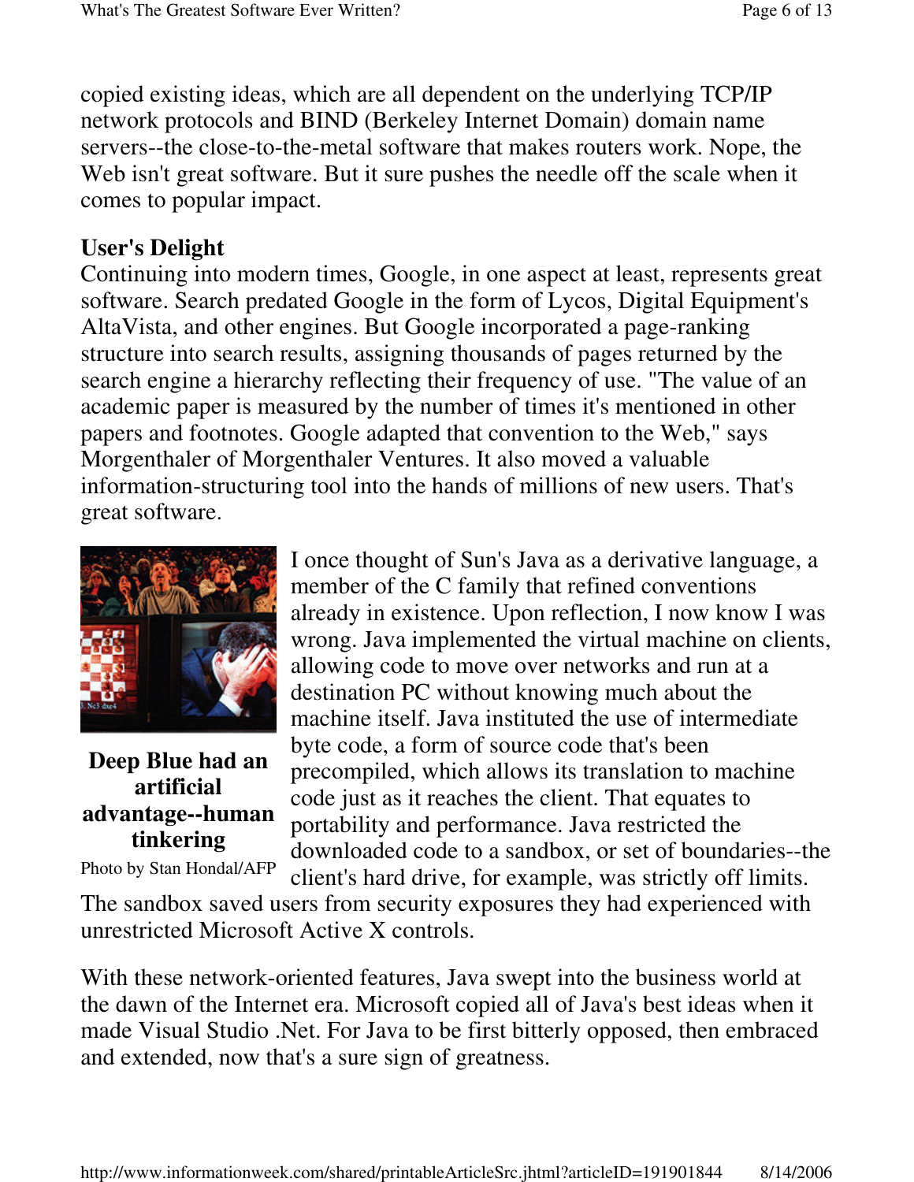copied existing ideas, which are all dependent on the underlying TCP/IP network protocols and BIND (Berkeley Internet Domain) domain name servers--the close-to-the-metal software that makes routers work. Nope, the Web isn't great software. But it sure pushes the needle off the scale when it comes to popular impact.

**User's Delight**

Continuing into modern times, Google, in one aspect at least, represents great software. Search predated Google in the form of Lycos, Digital Equipment's AltaVista, and other engines. But Google incorporated a page-ranking structure into search results, assigning thousands of pages returned by the search engine a hierarchy reflecting their frequency of use. "The value of an academic paper is measured by the number of times it's mentioned in other papers and footnotes. Google adapted that convention to the Web," says Morgenthaler of Morgenthaler Ventures. It also moved a valuable information-structuring tool into the hands of millions of new users. That's great software.

**Deep Blue had an artificial advantage--human tinkering**

Photo by Stan Hondal/AFP

I once thought of Sun's Java as a derivative language, a member of the C family that refined conventions already in existence. Upon reflection, I now know I was wrong. Java implemented the virtual machine on clients, allowing code to move over networks and run at a destination PC without knowing much about the machine itself. Java instituted the use of intermediate byte code, a form of source code that's been precompiled, which allows its translation to machine code just as it reaches the client. That equates to portability and performance. Java restricted the downloaded code to a sandbox, or set of boundaries--the client's hard drive, for example, was strictly off limits. The sandbox saved users from security exposures they had experienced with unrestricted Microsoft Active X controls.

With these network-oriented features, Java swept into the business world at the dawn of the Internet era. Microsoft copied all of Java's best ideas when it made Visual Studio .Net. For Java to be first bitterly opposed, then embraced and extended, now that's a sure sign of greatness.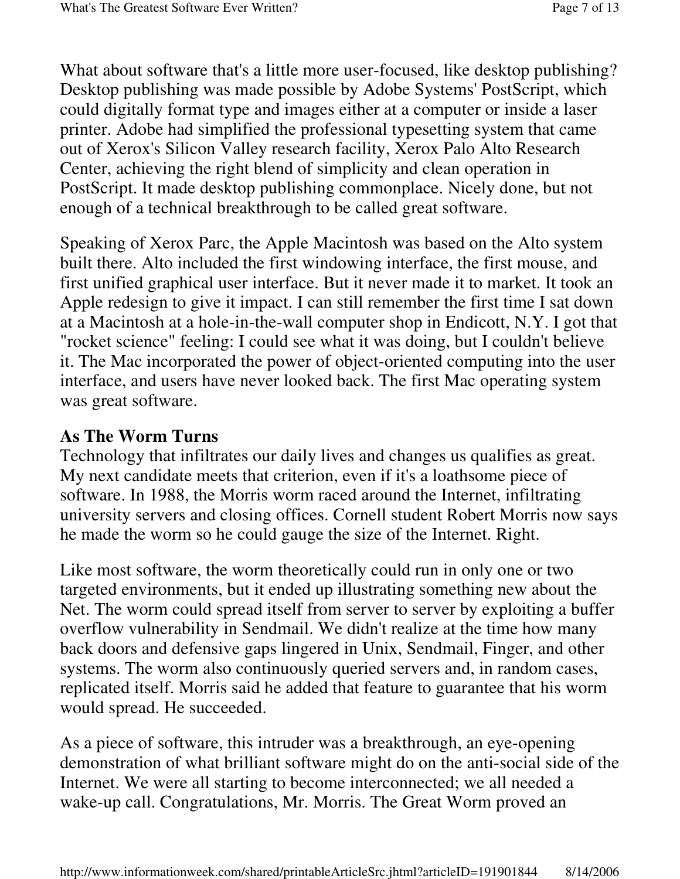What about software that's a little more user-focused, like desktop publishing? Desktop publishing was made possible by Adobe Systems' PostScript, which could digitally format type and images either at a computer or inside a laser printer. Adobe had simplified the professional typesetting system that came out of Xerox's Silicon Valley research facility, Xerox Palo Alto Research Center, achieving the right blend of simplicity and clean operation in PostScript. It made desktop publishing commonplace. Nicely done, but not enough of a technical breakthrough to be called great software.

Speaking of Xerox Parc, the Apple Macintosh was based on the Alto system built there. Alto included the first windowing interface, the first mouse, and first unified graphical user interface. But it never made it to market. It took an Apple redesign to give it impact. I can still remember the first time I sat down at a Macintosh at a hole-in-the-wall computer shop in Endicott, N.Y. I got that "rocket science" feeling: I could see what it was doing, but I couldn't believe it. The Mac incorporated the power of object-oriented computing into the user interface, and users have never looked back. The first Mac operating system was great software.

## As The Worm Turns

Technology that infiltrates our daily lives and changes us qualifies as great. My next candidate meets that criterion, even if it's a loathsome piece of software. In 1988, the Morris worm raced around the Internet, infiltrating university servers and closing offices. Cornell student Robert Morris now says he made the worm so he could gauge the size of the Internet. Right.

Like most software, the worm theoretically could run in only one or two targeted environments, but it ended up illustrating something new about the Net. The worm could spread itself from server to server by exploiting a buffer overflow vulnerability in Sendmail. We didn't realize at the time how many back doors and defensive gaps lingered in Unix, Sendmail, Finger, and other systems. The worm also continuously queried servers and, in random cases, replicated itself. Morris said he added that feature to guarantee that his worm would spread. He succeeded.

As a piece of software, this intruder was a breakthrough, an eye-opening demonstration of what brilliant software might do on the anti-social side of the Internet. We were all starting to become interconnected; we all needed a wake-up call. Congratulations, Mr. Morris. The Great Worm proved an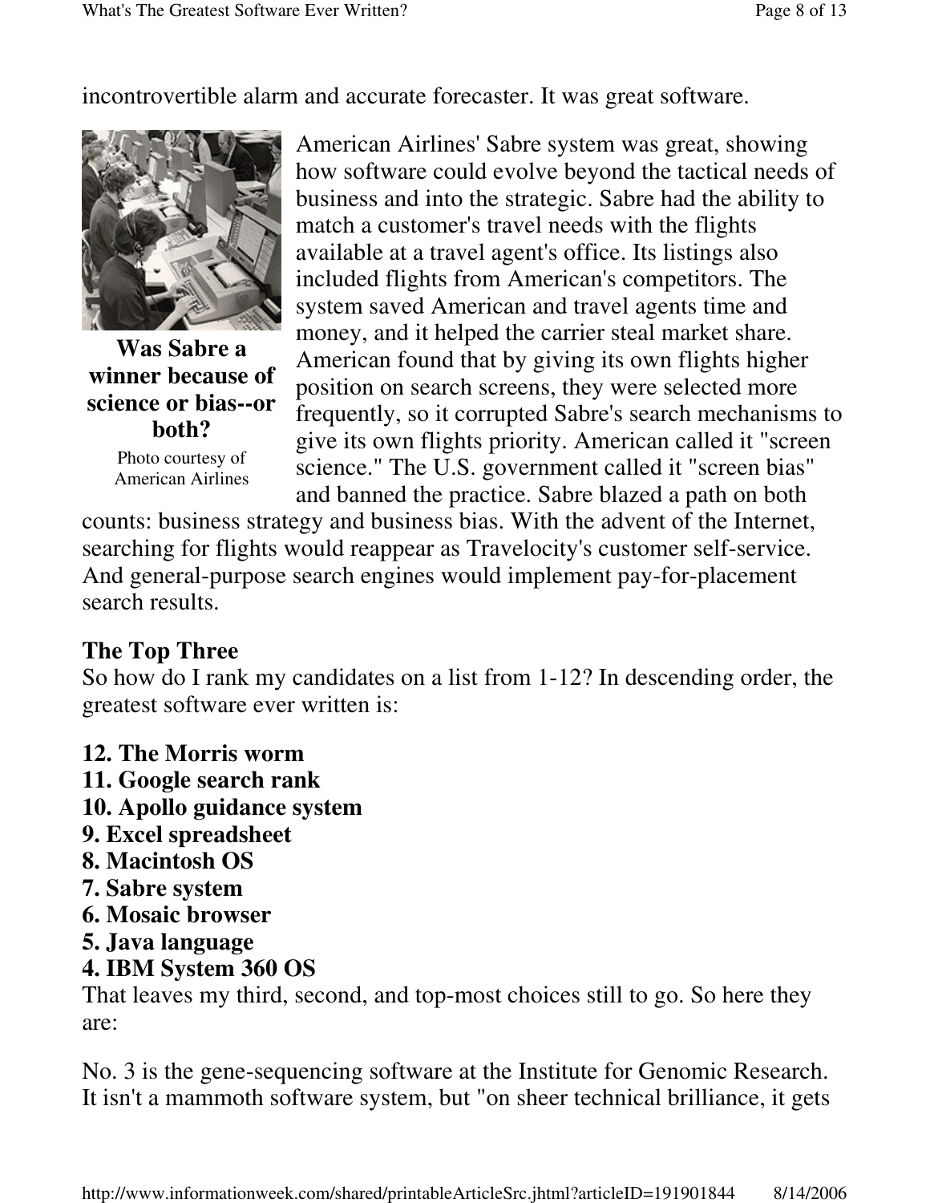incontrovertible alarm and accurate forecaster. It was great software.

**Was Sabre a winner because of science or bias--or both?**

Photo courtesy of American Airlines

American Airlines' Sabre system was great, showing how software could evolve beyond the tactical needs of business and into the strategic. Sabre had the ability to match a customer's travel needs with the flights available at a travel agent's office. Its listings also included flights from American's competitors. The system saved American and travel agents time and money, and it helped the carrier steal market share. American found that by giving its own flights higher position on search screens, they were selected more frequently, so it corrupted Sabre's search mechanisms to give its own flights priority. American called it "screen science." The U.S. government called it "screen bias" and banned the practice. Sabre blazed a path on both counts: business strategy and business bias. With the advent of the Internet, searching for flights would reappear as Travelocity's customer self-service. And general-purpose search engines would implement pay-for-placement search results.

### The Top Three

So how do I rank my candidates on a list from 1-12? In descending order, the greatest software ever written is:

**12. The Morris worm**
**11. Google search rank**
**10. Apollo guidance system**
**9. Excel spreadsheet**
**8. Macintosh OS**
**7. Sabre system**
**6. Mosaic browser**
**5. Java language**
**4. IBM System 360 OS**

That leaves my third, second, and top-most choices still to go. So here they are:

No. 3 is the gene-sequencing software at the Institute for Genomic Research. It isn't a mammoth software system, but "on sheer technical brilliance, it gets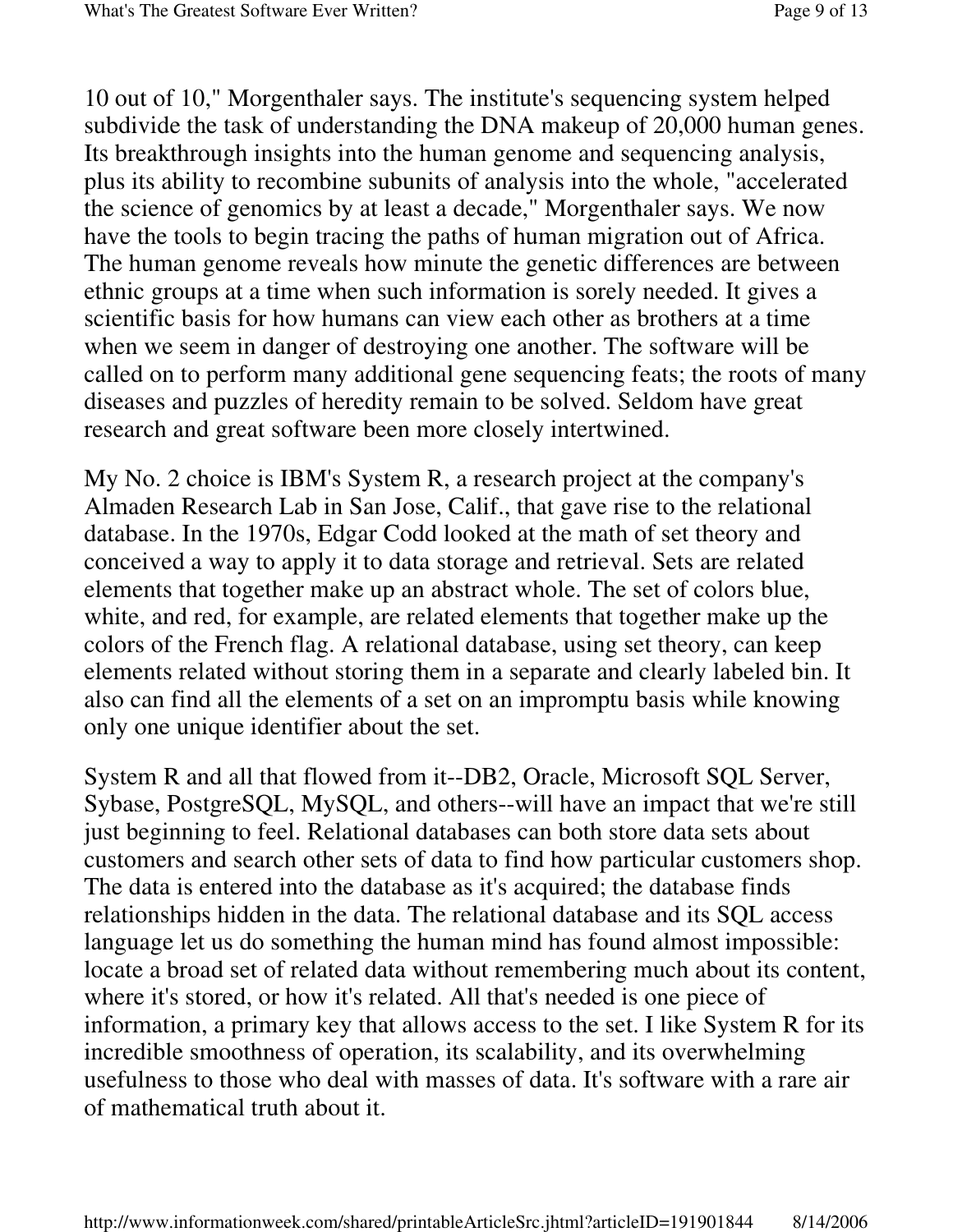10 out of 10," Morgenthaler says. The institute's sequencing system helped subdivide the task of understanding the DNA makeup of 20,000 human genes. Its breakthrough insights into the human genome and sequencing analysis, plus its ability to recombine subunits of analysis into the whole, "accelerated the science of genomics by at least a decade," Morgenthaler says. We now have the tools to begin tracing the paths of human migration out of Africa. The human genome reveals how minute the genetic differences are between ethnic groups at a time when such information is sorely needed. It gives a scientific basis for how humans can view each other as brothers at a time when we seem in danger of destroying one another. The software will be called on to perform many additional gene sequencing feats; the roots of many diseases and puzzles of heredity remain to be solved. Seldom have great research and great software been more closely intertwined.

My No. 2 choice is IBM's System R, a research project at the company's Almaden Research Lab in San Jose, Calif., that gave rise to the relational database. In the 1970s, Edgar Codd looked at the math of set theory and conceived a way to apply it to data storage and retrieval. Sets are related elements that together make up an abstract whole. The set of colors blue, white, and red, for example, are related elements that together make up the colors of the French flag. A relational database, using set theory, can keep elements related without storing them in a separate and clearly labeled bin. It also can find all the elements of a set on an impromptu basis while knowing only one unique identifier about the set.

System R and all that flowed from it--DB2, Oracle, Microsoft SQL Server, Sybase, PostgreSQL, MySQL, and others--will have an impact that we're still just beginning to feel. Relational databases can both store data sets about customers and search other sets of data to find how particular customers shop. The data is entered into the database as it's acquired; the database finds relationships hidden in the data. The relational database and its SQL access language let us do something the human mind has found almost impossible: locate a broad set of related data without remembering much about its content, where it's stored, or how it's related. All that's needed is one piece of information, a primary key that allows access to the set. I like System R for its incredible smoothness of operation, its scalability, and its overwhelming usefulness to those who deal with masses of data. It's software with a rare air of mathematical truth about it.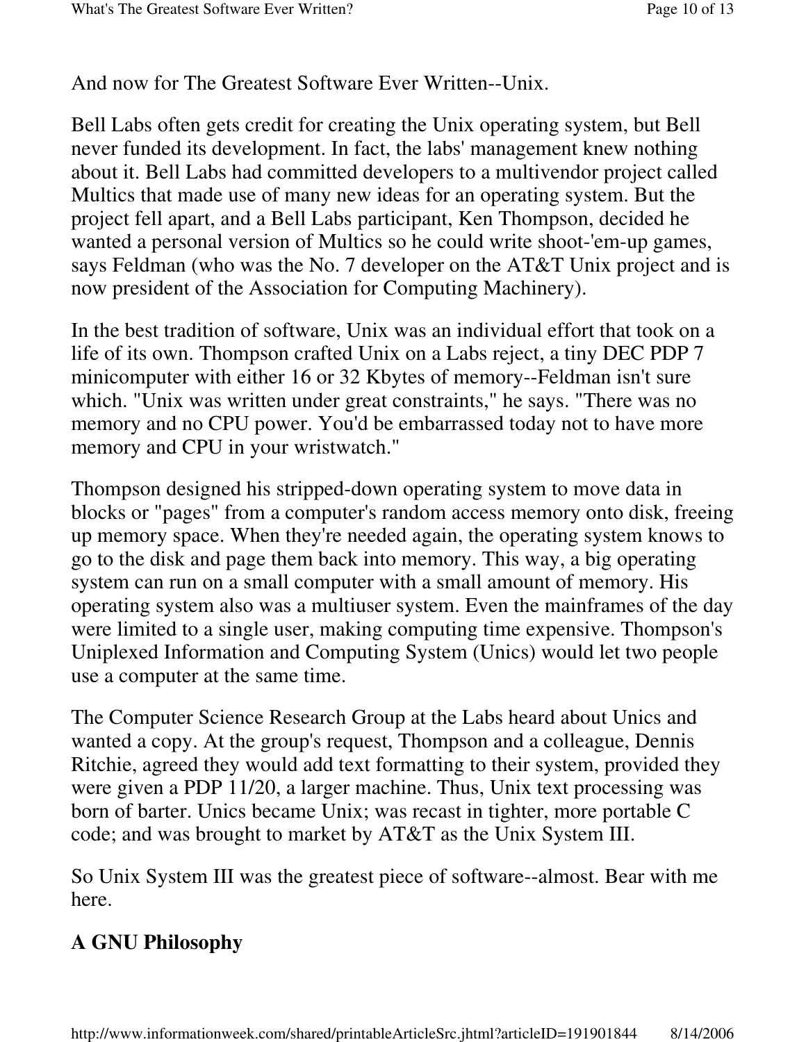And now for The Greatest Software Ever Written--Unix.

Bell Labs often gets credit for creating the Unix operating system, but Bell never funded its development. In fact, the labs' management knew nothing about it. Bell Labs had committed developers to a multivendor project called Multics that made use of many new ideas for an operating system. But the project fell apart, and a Bell Labs participant, Ken Thompson, decided he wanted a personal version of Multics so he could write shoot-'em-up games, says Feldman (who was the No. 7 developer on the AT&T Unix project and is now president of the Association for Computing Machinery).

In the best tradition of software, Unix was an individual effort that took on a life of its own. Thompson crafted Unix on a Labs reject, a tiny DEC PDP 7 minicomputer with either 16 or 32 Kbytes of memory--Feldman isn't sure which. "Unix was written under great constraints," he says. "There was no memory and no CPU power. You'd be embarrassed today not to have more memory and CPU in your wristwatch."

Thompson designed his stripped-down operating system to move data in blocks or "pages" from a computer's random access memory onto disk, freeing up memory space. When they're needed again, the operating system knows to go to the disk and page them back into memory. This way, a big operating system can run on a small computer with a small amount of memory. His operating system also was a multiuser system. Even the mainframes of the day were limited to a single user, making computing time expensive. Thompson's Uniplexed Information and Computing System (Unics) would let two people use a computer at the same time.

The Computer Science Research Group at the Labs heard about Unics and wanted a copy. At the group's request, Thompson and a colleague, Dennis Ritchie, agreed they would add text formatting to their system, provided they were given a PDP 11/20, a larger machine. Thus, Unix text processing was born of barter. Unics became Unix; was recast in tighter, more portable C code; and was brought to market by AT&T as the Unix System III.

So Unix System III was the greatest piece of software--almost. Bear with me here.

## A GNU Philosophy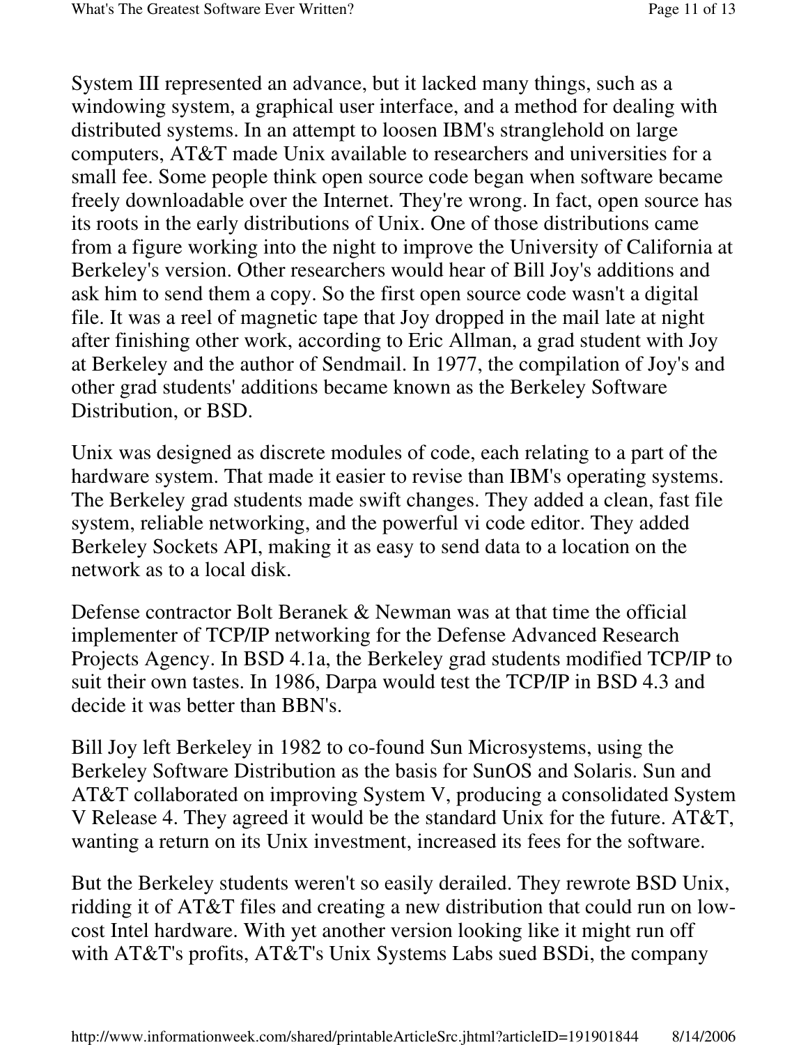System III represented an advance, but it lacked many things, such as a windowing system, a graphical user interface, and a method for dealing with distributed systems. In an attempt to loosen IBM's stranglehold on large computers, AT&T made Unix available to researchers and universities for a small fee. Some people think open source code began when software became freely downloadable over the Internet. They're wrong. In fact, open source has its roots in the early distributions of Unix. One of those distributions came from a figure working into the night to improve the University of California at Berkeley's version. Other researchers would hear of Bill Joy's additions and ask him to send them a copy. So the first open source code wasn't a digital file. It was a reel of magnetic tape that Joy dropped in the mail late at night after finishing other work, according to Eric Allman, a grad student with Joy at Berkeley and the author of Sendmail. In 1977, the compilation of Joy's and other grad students' additions became known as the Berkeley Software Distribution, or BSD.

Unix was designed as discrete modules of code, each relating to a part of the hardware system. That made it easier to revise than IBM's operating systems. The Berkeley grad students made swift changes. They added a clean, fast file system, reliable networking, and the powerful vi code editor. They added Berkeley Sockets API, making it as easy to send data to a location on the network as to a local disk.

Defense contractor Bolt Beranek & Newman was at that time the official implementer of TCP/IP networking for the Defense Advanced Research Projects Agency. In BSD 4.1a, the Berkeley grad students modified TCP/IP to suit their own tastes. In 1986, Darpa would test the TCP/IP in BSD 4.3 and decide it was better than BBN's.

Bill Joy left Berkeley in 1982 to co-found Sun Microsystems, using the Berkeley Software Distribution as the basis for SunOS and Solaris. Sun and AT&T collaborated on improving System V, producing a consolidated System V Release 4. They agreed it would be the standard Unix for the future. AT&T, wanting a return on its Unix investment, increased its fees for the software.

But the Berkeley students weren't so easily derailed. They rewrote BSD Unix, ridding it of AT&T files and creating a new distribution that could run on low-cost Intel hardware. With yet another version looking like it might run off with AT&T's profits, AT&T's Unix Systems Labs sued BSDi, the company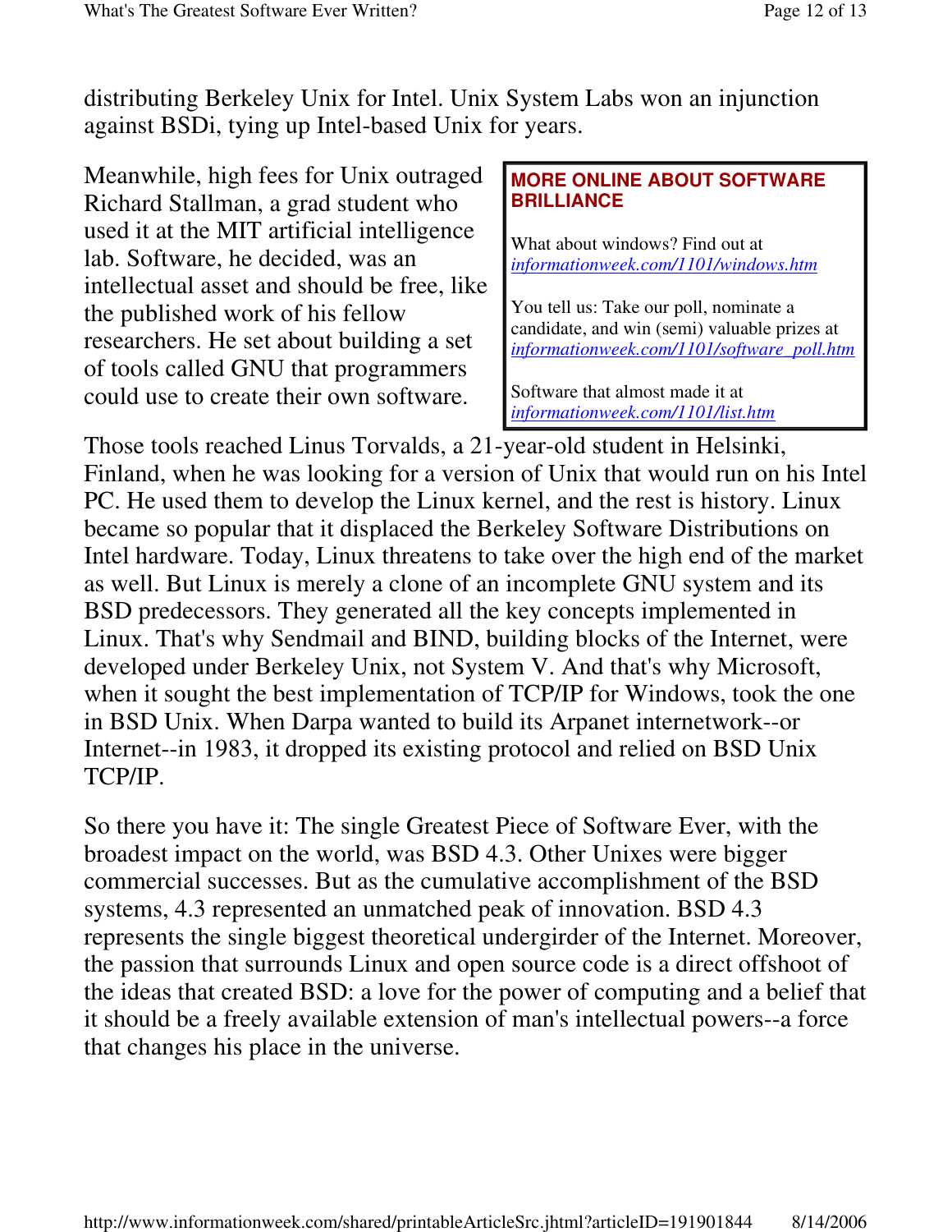distributing Berkeley Unix for Intel. Unix System Labs won an injunction against BSDi, tying up Intel-based Unix for years.

Meanwhile, high fees for Unix outraged Richard Stallman, a grad student who used it at the MIT artificial intelligence lab. Software, he decided, was an intellectual asset and should be free, like the published work of his fellow researchers. He set about building a set of tools called GNU that programmers could use to create their own software.

> **MORE ONLINE ABOUT SOFTWARE BRILLIANCE**
>
> What about windows? Find out at *informationweek.com/1101/windows.htm*
>
> You tell us: Take our poll, nominate a candidate, and win (semi) valuable prizes at *informationweek.com/1101/software_poll.htm*
>
> Software that almost made it at *informationweek.com/1101/list.htm*

Those tools reached Linus Torvalds, a 21-year-old student in Helsinki, Finland, when he was looking for a version of Unix that would run on his Intel PC. He used them to develop the Linux kernel, and the rest is history. Linux became so popular that it displaced the Berkeley Software Distributions on Intel hardware. Today, Linux threatens to take over the high end of the market as well. But Linux is merely a clone of an incomplete GNU system and its BSD predecessors. They generated all the key concepts implemented in Linux. That's why Sendmail and BIND, building blocks of the Internet, were developed under Berkeley Unix, not System V. And that's why Microsoft, when it sought the best implementation of TCP/IP for Windows, took the one in BSD Unix. When Darpa wanted to build its Arpanet internetwork--or Internet--in 1983, it dropped its existing protocol and relied on BSD Unix TCP/IP.

So there you have it: The single Greatest Piece of Software Ever, with the broadest impact on the world, was BSD 4.3. Other Unixes were bigger commercial successes. But as the cumulative accomplishment of the BSD systems, 4.3 represented an unmatched peak of innovation. BSD 4.3 represents the single biggest theoretical undergirder of the Internet. Moreover, the passion that surrounds Linux and open source code is a direct offshoot of the ideas that created BSD: a love for the power of computing and a belief that it should be a freely available extension of man's intellectual powers--a force that changes his place in the universe.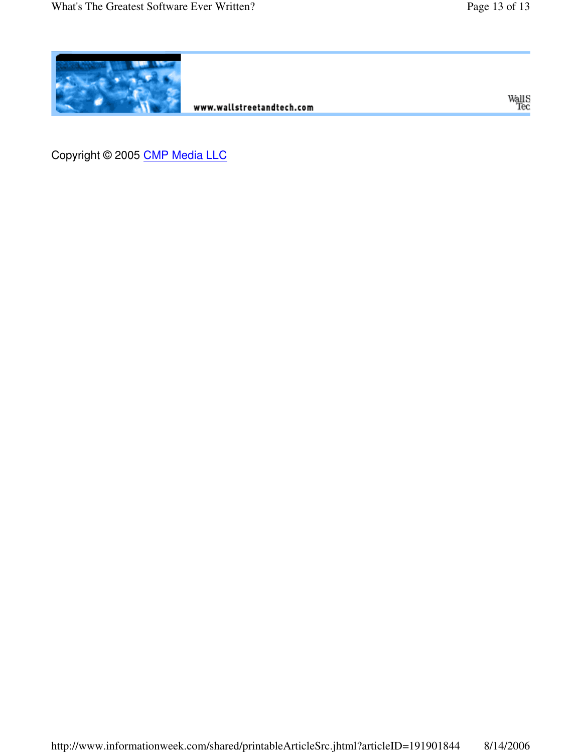www.wallstreetandtech.com

Copyright © 2005 [CMP Media LLC]